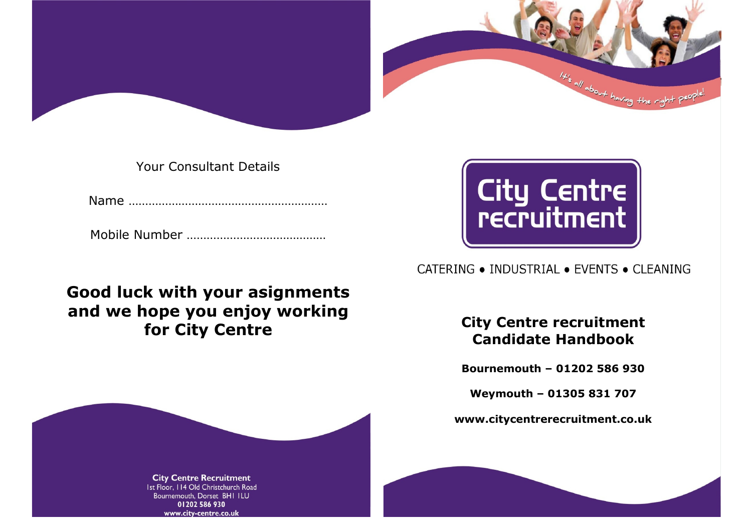Your Consultant Details

Name ………………………………………………….

Mobile Number …………………………………

**Good luck with your asignments and we hope you enjoy working for City Centre**

**City Centre Recruitment**
1st Floor, 114 Old Christchurch Road
Bournemouth, Dorset BH1 1LU
**01202 586 930**
**www.city-centre.co.uk**

It's all about having the right people!

City Centre recruitment

CATERING • INDUSTRIAL • EVENTS • CLEANING

## City Centre recruitment Candidate Handbook

**Bournemouth – 01202 586 930**

**Weymouth – 01305 831 707**

**www.citycentrerecruitment.co.uk**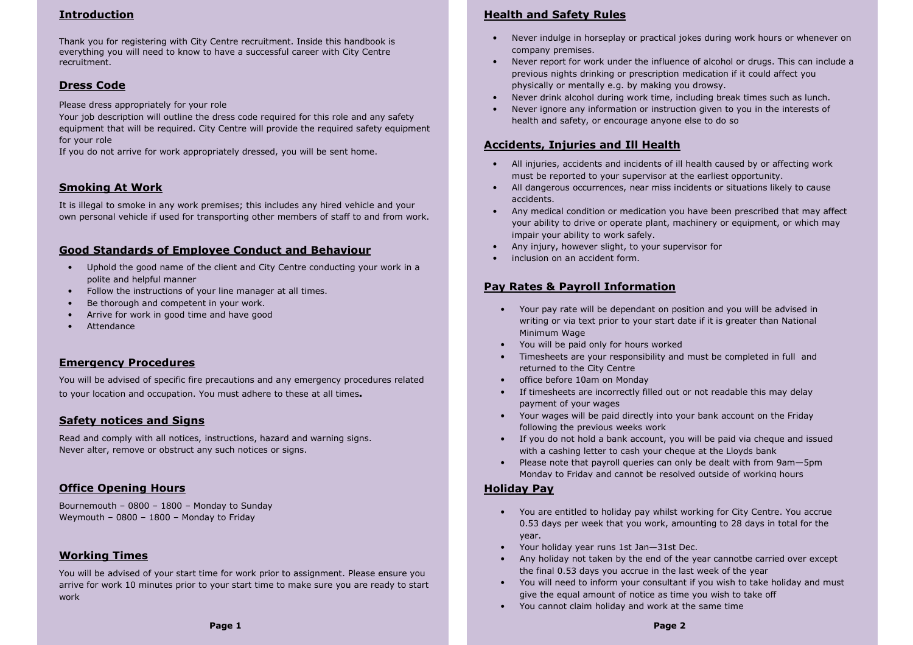## Introduction

Thank you for registering with City Centre recruitment. Inside this handbook is everything you will need to know to have a successful career with City Centre recruitment.

## Dress Code

Please dress appropriately for your role
Your job description will outline the dress code required for this role and any safety equipment that will be required. City Centre will provide the required safety equipment for your role
If you do not arrive for work appropriately dressed, you will be sent home.

## Smoking At Work

It is illegal to smoke in any work premises; this includes any hired vehicle and your own personal vehicle if used for transporting other members of staff to and from work.

## Good Standards of Employee Conduct and Behaviour

- Uphold the good name of the client and City Centre conducting your work in a polite and helpful manner
- Follow the instructions of your line manager at all times.
- Be thorough and competent in your work.
- Arrive for work in good time and have good
- Attendance

## Emergency Procedures

You will be advised of specific fire precautions and any emergency procedures related to your location and occupation. You must adhere to these at all times**.**

## Safety notices and Signs

Read and comply with all notices, instructions, hazard and warning signs.
Never alter, remove or obstruct any such notices or signs.

## Office Opening Hours

Bournemouth – 0800 – 1800 – Monday to Sunday
Weymouth – 0800 – 1800 – Monday to Friday

## Working Times

You will be advised of your start time for work prior to assignment. Please ensure you arrive for work 10 minutes prior to your start time to make sure you are ready to start work

## Health and Safety Rules

- Never indulge in horseplay or practical jokes during work hours or whenever on company premises.
- Never report for work under the influence of alcohol or drugs. This can include a previous nights drinking or prescription medication if it could affect you physically or mentally e.g. by making you drowsy.
- Never drink alcohol during work time, including break times such as lunch.
- Never ignore any information or instruction given to you in the interests of health and safety, or encourage anyone else to do so

## Accidents, Injuries and Ill Health

- All injuries, accidents and incidents of ill health caused by or affecting work must be reported to your supervisor at the earliest opportunity.
- All dangerous occurrences, near miss incidents or situations likely to cause accidents.
- Any medical condition or medication you have been prescribed that may affect your ability to drive or operate plant, machinery or equipment, or which may impair your ability to work safely.
- Any injury, however slight, to your supervisor for
- inclusion on an accident form.

## Pay Rates & Payroll Information

- Your pay rate will be dependant on position and you will be advised in writing or via text prior to your start date if it is greater than National Minimum Wage
- You will be paid only for hours worked
- Timesheets are your responsibility and must be completed in full and returned to the City Centre
- office before 10am on Monday
- If timesheets are incorrectly filled out or not readable this may delay payment of your wages
- Your wages will be paid directly into your bank account on the Friday following the previous weeks work
- If you do not hold a bank account, you will be paid via cheque and issued with a cashing letter to cash your cheque at the Lloyds bank
- Please note that payroll queries can only be dealt with from 9am—5pm Monday to Friday and cannot be resolved outside of working hours

## Holiday Pay

- You are entitled to holiday pay whilst working for City Centre. You accrue 0.53 days per week that you work, amounting to 28 days in total for the year.
- Your holiday year runs 1st Jan—31st Dec.
- Any holiday not taken by the end of the year cannotbe carried over except the final 0.53 days you accrue in the last week of the year
- You will need to inform your consultant if you wish to take holiday and must give the equal amount of notice as time you wish to take off
- You cannot claim holiday and work at the same time